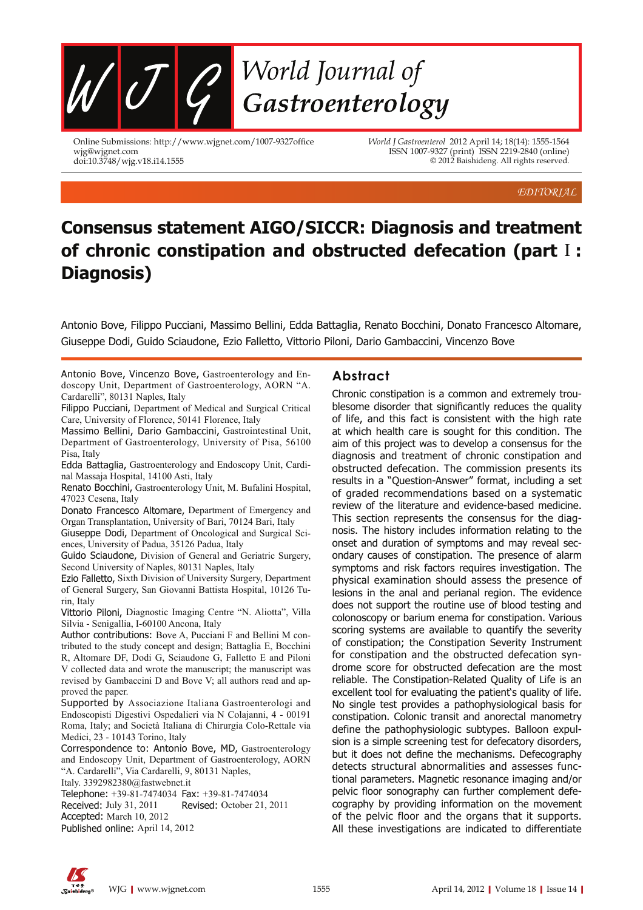EDITORIAL

# Consensus statement AIGO/SICCR: Diagnosis and treatment of chronic constipation and obstructed defecation (part I: Diagnosis)

Antonio Bove, Filippo Pucciani, Massimo Bellini, Edda Battaglia, Renato Bocchini, Donato Francesco Altomare, Giuseppe Dodi, Guido Sciaudone, Ezio Falletto, Vittorio Piloni, Dario Gambaccini, Vincenzo Bove

Antonio Bove, Vincenzo Bove, Gastroenterology and Endoscopy Unit, Department of Gastroenterology, AORN "A. Cardarelli", 80131 Naples, Italy

Filippo Pucciani, Department of Medical and Surgical Critical Care, University of Florence, 50141 Florence, Italy

Massimo Bellini, Dario Gambaccini, Gastrointestinal Unit, Department of Gastroenterology, University of Pisa, 56100 Pisa, Italy

Edda Battaglia, Gastroenterology and Endoscopy Unit, Cardinal Massaja Hospital, 14100 Asti, Italy

Renato Bocchini, Gastroenterology Unit, M. Bufalini Hospital, 47023 Cesena, Italy

Donato Francesco Altomare, Department of Emergency and Organ Transplantation, University of Bari, 70124 Bari, Italy

Giuseppe Dodi, Department of Oncological and Surgical Sciences, University of Padua, 35126 Padua, Italy

Guido Sciaudone, Division of General and Geriatric Surgery, Second University of Naples, 80131 Naples, Italy

Ezio Falletto, Sixth Division of University Surgery, Department of General Surgery, San Giovanni Battista Hospital, 10126 Turin, Italy

Vittorio Piloni, Diagnostic Imaging Centre "N. Aliotta", Villa Silvia - Senigallia, I-60100 Ancona, Italy

Author contributions: Bove A, Pucciani F and Bellini M contributed to the study concept and design; Battaglia E, Bocchini R, Altomare DF, Dodi G, Sciaudone G, Falletto E and Piloni V collected data and wrote the manuscript; the manuscript was revised by Gambaccini D and Bove V; all authors read and approved the paper.

Supported by Associazione Italiana Gastroenterologi and Endoscopisti Digestivi Ospedalieri via N Colajanni, 4 - 00191 Roma, Italy; and Società Italiana di Chirurgia Colo-Rettale via Medici, 23 - 10143 Torino, Italy

Correspondence to: Antonio Bove, MD, Gastroenterology and Endoscopy Unit, Department of Gastroenterology, AORN "A. Cardarelli", Via Cardarelli, 9, 80131 Naples, Italy. 3392982380@fastwebnet.it

Telephone: +39-81-7474034 Fax: +39-81-7474034

Received: July 31, 2011 Revised: October 21, 2011

Accepted: March 10, 2012

Published online: April 14, 2012

## Abstract

Chronic constipation is a common and extremely troublesome disorder that significantly reduces the quality of life, and this fact is consistent with the high rate at which health care is sought for this condition. The aim of this project was to develop a consensus for the diagnosis and treatment of chronic constipation and obstructed defecation. The commission presents its results in a "Question-Answer" format, including a set of graded recommendations based on a systematic review of the literature and evidence-based medicine. This section represents the consensus for the diagnosis. The history includes information relating to the onset and duration of symptoms and may reveal secondary causes of constipation. The presence of alarm symptoms and risk factors requires investigation. The physical examination should assess the presence of lesions in the anal and perianal region. The evidence does not support the routine use of blood testing and colonoscopy or barium enema for constipation. Various scoring systems are available to quantify the severity of constipation; the Constipation Severity Instrument for constipation and the obstructed defecation syndrome score for obstructed defecation are the most reliable. The Constipation-Related Quality of Life is an excellent tool for evaluating the patient's quality of life. No single test provides a pathophysiological basis for constipation. Colonic transit and anorectal manometry define the pathophysiologic subtypes. Balloon expulsion is a simple screening test for defecatory disorders, but it does not define the mechanisms. Defecography detects structural abnormalities and assesses functional parameters. Magnetic resonance imaging and/or pelvic floor sonography can further complement defecography by providing information on the movement of the pelvic floor and the organs that it supports. All these investigations are indicated to differentiate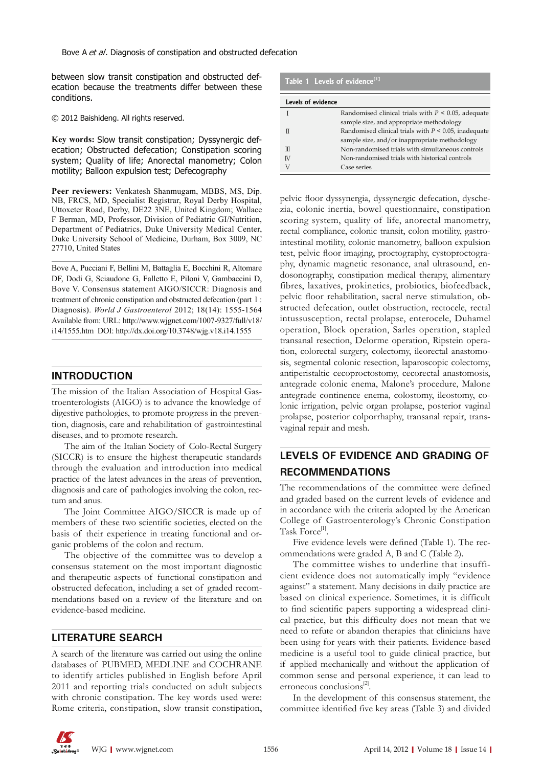between slow transit constipation and obstructed defecation because the treatments differ between these conditions.

© 2012 Baishideng. All rights reserved.

**Key words:** Slow transit constipation; Dyssynergic defecation; Obstructed defecation; Constipation scoring system; Quality of life; Anorectal manometry; Colon motility; Balloon expulsion test; Defecography

**Peer reviewers:** Venkatesh Shanmugam, MBBS, MS, Dip. NB, FRCS, MD, Specialist Registrar, Royal Derby Hospital, Uttoxeter Road, Derby, DE22 3NE, United Kingdom; Wallace F Berman, MD, Professor, Division of Pediatric GI/Nutrition, Department of Pediatrics, Duke University Medical Center, Duke University School of Medicine, Durham, Box 3009, NC 27710, United States

Bove A, Pucciani F, Bellini M, Battaglia E, Bocchini R, Altomare DF, Dodi G, Sciaudone G, Falletto E, Piloni V, Gambaccini D, Bove V. Consensus statement AIGO/SICCR: Diagnosis and treatment of chronic constipation and obstructed defecation (part Ⅰ: Diagnosis). *World J Gastroenterol* 2012; 18(14): 1555-1564 Available from: URL: http://www.wjgnet.com/1007-9327/full/v18/i14/1555.htm DOI: http://dx.doi.org/10.3748/wjg.v18.i14.1555

## INTRODUCTION

The mission of the Italian Association of Hospital Gastroenterologists (AIGO) is to advance the knowledge of digestive pathologies, to promote progress in the prevention, diagnosis, care and rehabilitation of gastrointestinal diseases, and to promote research.

The aim of the Italian Society of Colo-Rectal Surgery (SICCR) is to ensure the highest therapeutic standards through the evaluation and introduction into medical practice of the latest advances in the areas of prevention, diagnosis and care of pathologies involving the colon, rectum and anus.

The Joint Committee AIGO/SICCR is made up of members of these two scientific societies, elected on the basis of their experience in treating functional and organic problems of the colon and rectum.

The objective of the committee was to develop a consensus statement on the most important diagnostic and therapeutic aspects of functional constipation and obstructed defecation, including a set of graded recommendations based on a review of the literature and on evidence-based medicine.

## LITERATURE SEARCH

A search of the literature was carried out using the online databases of PUBMED, MEDLINE and COCHRANE to identify articles published in English before April 2011 and reporting trials conducted on adult subjects with chronic constipation. The key words used were: Rome criteria, constipation, slow transit constipation, pelvic floor dyssynergia, dyssynergic defecation, dyschezia, colonic inertia, bowel questionnaire, constipation scoring system, quality of life, anorectal manometry, rectal compliance, colonic transit, colon motility, gastrointestinal motility, colonic manometry, balloon expulsion test, pelvic floor imaging, proctography, cystoproctography, dynamic magnetic resonance, anal ultrasound, endosonography, constipation medical therapy, alimentary fibres, laxatives, prokinetics, probiotics, biofeedback, pelvic floor rehabilitation, sacral nerve stimulation, obstructed defecation, outlet obstruction, rectocele, rectal intussusception, rectal prolapse, enterocele, Duhamel operation, Block operation, Sarles operation, stapled transanal resection, Delorme operation, Ripstein operation, colorectal surgery, colectomy, ileorectal anastomosis, segmental colonic resection, laparoscopic colectomy, antiperistaltic cecoproctostomy, cecorectal anastomosis, antegrade colonic enema, Malone's procedure, Malone antegrade continence enema, colostomy, ileostomy, colonic irrigation, pelvic organ prolapse, posterior vaginal prolapse, posterior colporrhaphy, transanal repair, transvaginal repair and mesh.

**Table 1 Levels of evidence[1]**

| Levels of evidence | |
|---|---|
| Ⅰ | Randomised clinical trials with $P < 0.05$, adequate sample size, and appropriate methodology |
| Ⅱ | Randomised clinical trials with $P < 0.05$, inadequate sample size, and/or inappropriate methodology |
| Ⅲ | Non-randomised trials with simultaneous controls |
| Ⅳ | Non-randomised trials with historical controls |
| Ⅴ | Case series |

## LEVELS OF EVIDENCE AND GRADING OF RECOMMENDATIONS

The recommendations of the committee were defined and graded based on the current levels of evidence and in accordance with the criteria adopted by the American College of Gastroenterology's Chronic Constipation Task Force[1].

Five evidence levels were defined (Table 1). The recommendations were graded A, B and C (Table 2).

The committee wishes to underline that insufficient evidence does not automatically imply "evidence against" a statement. Many decisions in daily practice are based on clinical experience. Sometimes, it is difficult to find scientific papers supporting a widespread clinical practice, but this difficulty does not mean that we need to refute or abandon therapies that clinicians have been using for years with their patients. Evidence-based medicine is a useful tool to guide clinical practice, but if applied mechanically and without the application of common sense and personal experience, it can lead to erroneous conclusions[2].

In the development of this consensus statement, the committee identified five key areas (Table 3) and divided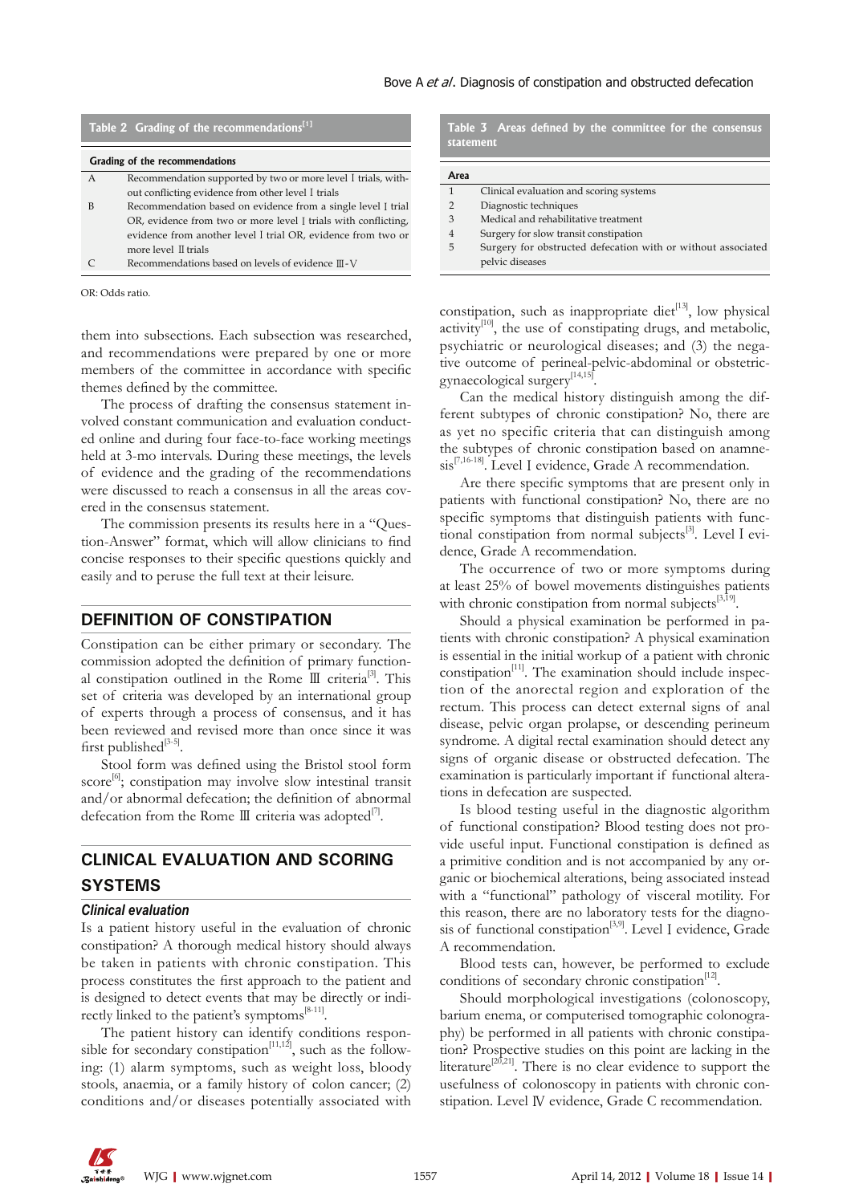**Table 2 Grading of the recommendations[1]**

| Grading of the recommendations | |
|---|---|
| A | Recommendation supported by two or more level Ⅰ trials, without conflicting evidence from other level Ⅰ trials |
| B | Recommendation based on evidence from a single level Ⅰ trial OR, evidence from two or more level Ⅰ trials with conflicting, evidence from another level Ⅰ trial OR, evidence from two or more level Ⅱ trials |
| C | Recommendations based on levels of evidence Ⅲ-Ⅴ |

OR: Odds ratio.

**Table 3 Areas defined by the committee for the consensus statement**

| Area | |
|---|---|
| 1 | Clinical evaluation and scoring systems |
| 2 | Diagnostic techniques |
| 3 | Medical and rehabilitative treatment |
| 4 | Surgery for slow transit constipation |
| 5 | Surgery for obstructed defecation with or without associated pelvic diseases |

them into subsections. Each subsection was researched, and recommendations were prepared by one or more members of the committee in accordance with specific themes defined by the committee.

The process of drafting the consensus statement involved constant communication and evaluation conducted online and during four face-to-face working meetings held at 3-mo intervals. During these meetings, the levels of evidence and the grading of the recommendations were discussed to reach a consensus in all the areas covered in the consensus statement.

The commission presents its results here in a "Question-Answer" format, which will allow clinicians to find concise responses to their specific questions quickly and easily and to peruse the full text at their leisure.

## DEFINITION OF CONSTIPATION

Constipation can be either primary or secondary. The commission adopted the definition of primary functional constipation outlined in the Rome Ⅲ criteria[3]. This set of criteria was developed by an international group of experts through a process of consensus, and it has been reviewed and revised more than once since it was first published[3-5].

Stool form was defined using the Bristol stool form score[6]; constipation may involve slow intestinal transit and/or abnormal defecation; the definition of abnormal defecation from the Rome Ⅲ criteria was adopted[7].

## CLINICAL EVALUATION AND SCORING SYSTEMS

### *Clinical evaluation*

Is a patient history useful in the evaluation of chronic constipation? A thorough medical history should always be taken in patients with chronic constipation. This process constitutes the first approach to the patient and is designed to detect events that may be directly or indirectly linked to the patient's symptoms[8-11].

The patient history can identify conditions responsible for secondary constipation[11,12], such as the following: (1) alarm symptoms, such as weight loss, bloody stools, anaemia, or a family history of colon cancer; (2) conditions and/or diseases potentially associated with constipation, such as inappropriate diet[13], low physical activity[10], the use of constipating drugs, and metabolic, psychiatric or neurological diseases; and (3) the negative outcome of perineal-pelvic-abdominal or obstetric-gynaecological surgery[14,15].

Can the medical history distinguish among the different subtypes of chronic constipation? No, there are as yet no specific criteria that can distinguish among the subtypes of chronic constipation based on anamnesis[7,16-18]. Level Ⅰ evidence, Grade A recommendation.

Are there specific symptoms that are present only in patients with functional constipation? No, there are no specific symptoms that distinguish patients with functional constipation from normal subjects[3]. Level Ⅰ evidence, Grade A recommendation.

The occurrence of two or more symptoms during at least 25% of bowel movements distinguishes patients with chronic constipation from normal subjects[3,19].

Should a physical examination be performed in patients with chronic constipation? A physical examination is essential in the initial workup of a patient with chronic constipation[11]. The examination should include inspection of the anorectal region and exploration of the rectum. This process can detect external signs of anal disease, pelvic organ prolapse, or descending perineum syndrome. A digital rectal examination should detect any signs of organic disease or obstructed defecation. The examination is particularly important if functional alterations in defecation are suspected.

Is blood testing useful in the diagnostic algorithm of functional constipation? Blood testing does not provide useful input. Functional constipation is defined as a primitive condition and is not accompanied by any organic or biochemical alterations, being associated instead with a "functional" pathology of visceral motility. For this reason, there are no laboratory tests for the diagnosis of functional constipation[3,9]. Level Ⅰ evidence, Grade A recommendation.

Blood tests can, however, be performed to exclude conditions of secondary chronic constipation[12].

Should morphological investigations (colonoscopy, barium enema, or computerised tomographic colonography) be performed in all patients with chronic constipation? Prospective studies on this point are lacking in the literature[20,21]. There is no clear evidence to support the usefulness of colonoscopy in patients with chronic constipation. Level Ⅳ evidence, Grade C recommendation.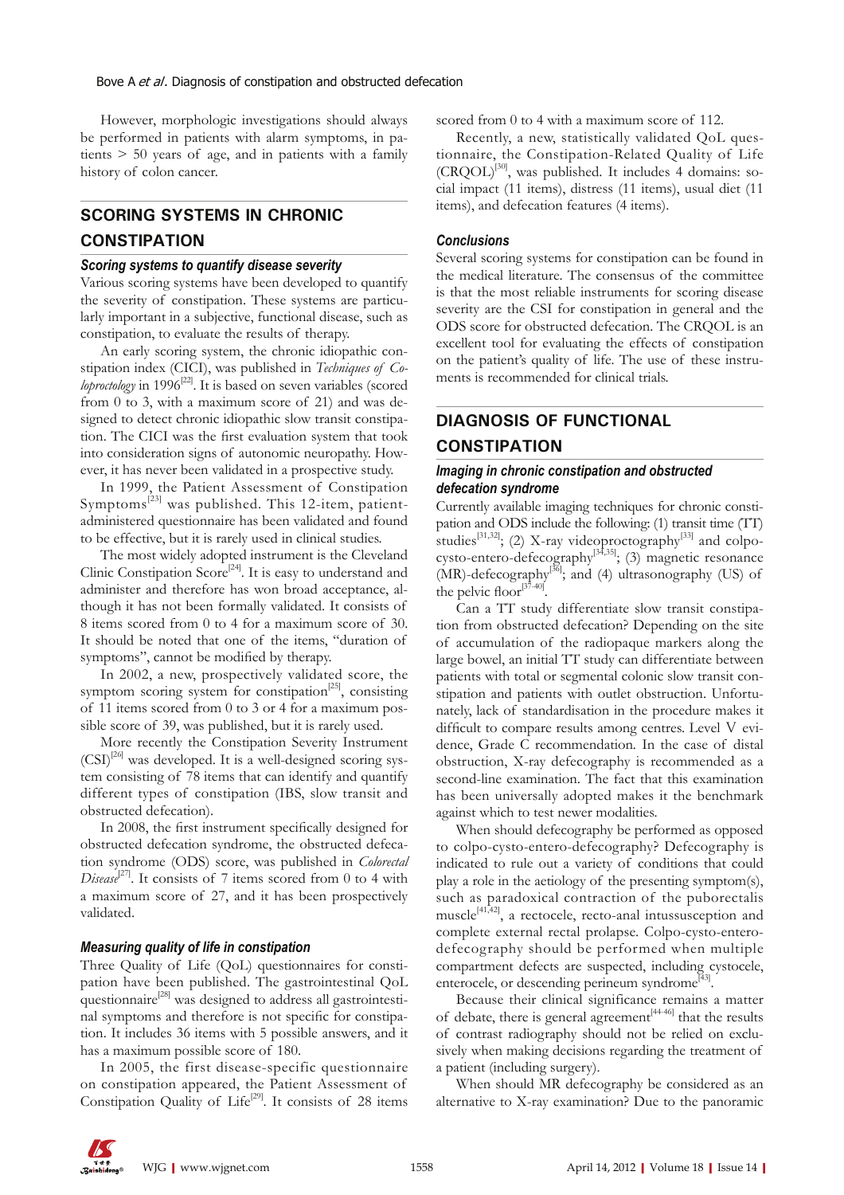However, morphologic investigations should always be performed in patients with alarm symptoms, in patients > 50 years of age, and in patients with a family history of colon cancer.

## SCORING SYSTEMS IN CHRONIC CONSTIPATION

### *Scoring systems to quantify disease severity*

Various scoring systems have been developed to quantify the severity of constipation. These systems are particularly important in a subjective, functional disease, such as constipation, to evaluate the results of therapy.

An early scoring system, the chronic idiopathic constipation index (CICI), was published in *Techniques of Coloproctology* in 1996[22]. It is based on seven variables (scored from 0 to 3, with a maximum score of 21) and was designed to detect chronic idiopathic slow transit constipation. The CICI was the first evaluation system that took into consideration signs of autonomic neuropathy. However, it has never been validated in a prospective study.

In 1999, the Patient Assessment of Constipation Symptoms[23] was published. This 12-item, patient-administered questionnaire has been validated and found to be effective, but it is rarely used in clinical studies.

The most widely adopted instrument is the Cleveland Clinic Constipation Score[24]. It is easy to understand and administer and therefore has won broad acceptance, although it has not been formally validated. It consists of 8 items scored from 0 to 4 for a maximum score of 30. It should be noted that one of the items, "duration of symptoms", cannot be modified by therapy.

In 2002, a new, prospectively validated score, the symptom scoring system for constipation[25], consisting of 11 items scored from 0 to 3 or 4 for a maximum possible score of 39, was published, but it is rarely used.

More recently the Constipation Severity Instrument (CSI)[26] was developed. It is a well-designed scoring system consisting of 78 items that can identify and quantify different types of constipation (IBS, slow transit and obstructed defecation).

In 2008, the first instrument specifically designed for obstructed defecation syndrome, the obstructed defecation syndrome (ODS) score, was published in *Colorectal Disease*[27]. It consists of 7 items scored from 0 to 4 with a maximum score of 27, and it has been prospectively validated.

### *Measuring quality of life in constipation*

Three Quality of Life (QoL) questionnaires for constipation have been published. The gastrointestinal QoL questionnaire[28] was designed to address all gastrointestinal symptoms and therefore is not specific for constipation. It includes 36 items with 5 possible answers, and it has a maximum possible score of 180.

In 2005, the first disease-specific questionnaire on constipation appeared, the Patient Assessment of Constipation Quality of Life[29]. It consists of 28 items scored from 0 to 4 with a maximum score of 112.

Recently, a new, statistically validated QoL questionnaire, the Constipation-Related Quality of Life (CRQOL)[30], was published. It includes 4 domains: social impact (11 items), distress (11 items), usual diet (11 items), and defecation features (4 items).

### *Conclusions*

Several scoring systems for constipation can be found in the medical literature. The consensus of the committee is that the most reliable instruments for scoring disease severity are the CSI for constipation in general and the ODS score for obstructed defecation. The CRQOL is an excellent tool for evaluating the effects of constipation on the patient's quality of life. The use of these instruments is recommended for clinical trials.

## DIAGNOSIS OF FUNCTIONAL CONSTIPATION

### *Imaging in chronic constipation and obstructed defecation syndrome*

Currently available imaging techniques for chronic constipation and ODS include the following: (1) transit time (TT) studies[31,32]; (2) X-ray videoproctography[33] and colpo-cysto-entero-defecography[34,35]; (3) magnetic resonance (MR)-defecography[36]; and (4) ultrasonography (US) of the pelvic floor[37-40].

Can a TT study differentiate slow transit constipation from obstructed defecation? Depending on the site of accumulation of the radiopaque markers along the large bowel, an initial TT study can differentiate between patients with total or segmental colonic slow transit constipation and patients with outlet obstruction. Unfortunately, lack of standardisation in the procedure makes it difficult to compare results among centres. Level V evidence, Grade C recommendation. In the case of distal obstruction, X-ray defecography is recommended as a second-line examination. The fact that this examination has been universally adopted makes it the benchmark against which to test newer modalities.

When should defecography be performed as opposed to colpo-cysto-entero-defecography? Defecography is indicated to rule out a variety of conditions that could play a role in the aetiology of the presenting symptom(s), such as paradoxical contraction of the puborectalis muscle[41,42], a rectocele, recto-anal intussusception and complete external rectal prolapse. Colpo-cysto-entero-defecography should be performed when multiple compartment defects are suspected, including cystocele, enterocele, or descending perineum syndrome[43].

Because their clinical significance remains a matter of debate, there is general agreement[44-46] that the results of contrast radiography should not be relied on exclusively when making decisions regarding the treatment of a patient (including surgery).

When should MR defecography be considered as an alternative to X-ray examination? Due to the panoramic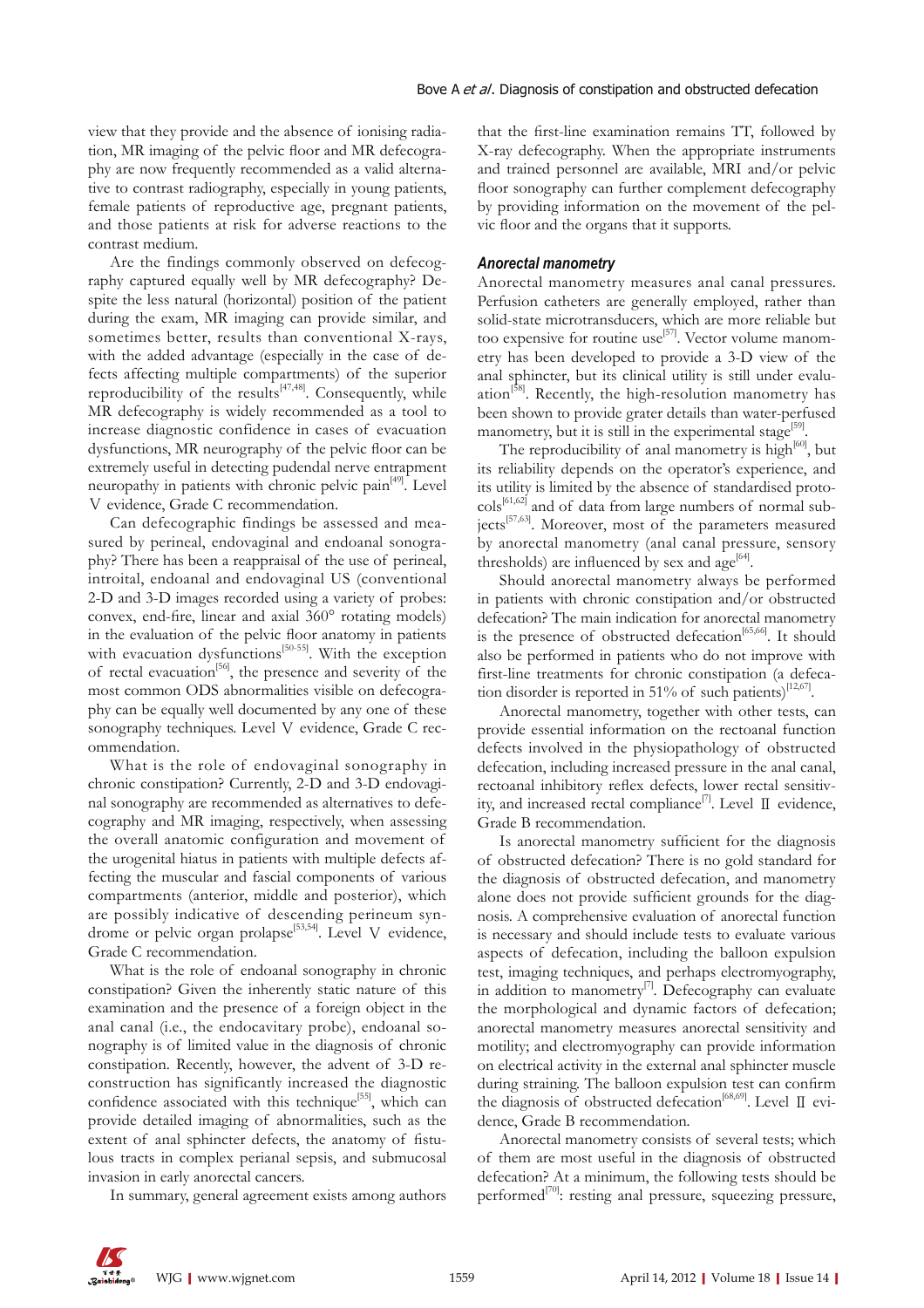view that they provide and the absence of ionising radiation, MR imaging of the pelvic floor and MR defecography are now frequently recommended as a valid alternative to contrast radiography, especially in young patients, female patients of reproductive age, pregnant patients, and those patients at risk for adverse reactions to the contrast medium.

Are the findings commonly observed on defecography captured equally well by MR defecography? Despite the less natural (horizontal) position of the patient during the exam, MR imaging can provide similar, and sometimes better, results than conventional X-rays, with the added advantage (especially in the case of defects affecting multiple compartments) of the superior reproducibility of the results[47,48]. Consequently, while MR defecography is widely recommended as a tool to increase diagnostic confidence in cases of evacuation dysfunctions, MR neurography of the pelvic floor can be extremely useful in detecting pudendal nerve entrapment neuropathy in patients with chronic pelvic pain[49]. Level Ⅴ evidence, Grade C recommendation.

Can defecographic findings be assessed and measured by perineal, endovaginal and endoanal sonography? There has been a reappraisal of the use of perineal, introital, endoanal and endovaginal US (conventional 2-D and 3-D images recorded using a variety of probes: convex, end-fire, linear and axial 360° rotating models) in the evaluation of the pelvic floor anatomy in patients with evacuation dysfunctions[50-55]. With the exception of rectal evacuation[56], the presence and severity of the most common ODS abnormalities visible on defecography can be equally well documented by any one of these sonography techniques. Level Ⅴ evidence, Grade C recommendation.

What is the role of endovaginal sonography in chronic constipation? Currently, 2-D and 3-D endovaginal sonography are recommended as alternatives to defecography and MR imaging, respectively, when assessing the overall anatomic configuration and movement of the urogenital hiatus in patients with multiple defects affecting the muscular and fascial components of various compartments (anterior, middle and posterior), which are possibly indicative of descending perineum syndrome or pelvic organ prolapse[53,54]. Level Ⅴ evidence, Grade C recommendation.

What is the role of endoanal sonography in chronic constipation? Given the inherently static nature of this examination and the presence of a foreign object in the anal canal (i.e., the endocavitary probe), endoanal sonography is of limited value in the diagnosis of chronic constipation. Recently, however, the advent of 3-D reconstruction has significantly increased the diagnostic confidence associated with this technique[55], which can provide detailed imaging of abnormalities, such as the extent of anal sphincter defects, the anatomy of fistulous tracts in complex perianal sepsis, and submucosal invasion in early anorectal cancers.

In summary, general agreement exists among authors that the first-line examination remains TT, followed by X-ray defecography. When the appropriate instruments and trained personnel are available, MRI and/or pelvic floor sonography can further complement defecography by providing information on the movement of the pelvic floor and the organs that it supports.

### *Anorectal manometry*

Anorectal manometry measures anal canal pressures. Perfusion catheters are generally employed, rather than solid-state microtransducers, which are more reliable but too expensive for routine use[57]. Vector volume manometry has been developed to provide a 3-D view of the anal sphincter, but its clinical utility is still under evaluation[58]. Recently, the high-resolution manometry has been shown to provide grater details than water-perfused manometry, but it is still in the experimental stage[59].

The reproducibility of anal manometry is high[60], but its reliability depends on the operator's experience, and its utility is limited by the absence of standardised protocols[61,62] and of data from large numbers of normal subjects[57,63]. Moreover, most of the parameters measured by anorectal manometry (anal canal pressure, sensory thresholds) are influenced by sex and age[64].

Should anorectal manometry always be performed in patients with chronic constipation and/or obstructed defecation? The main indication for anorectal manometry is the presence of obstructed defecation[65,66]. It should also be performed in patients who do not improve with first-line treatments for chronic constipation (a defecation disorder is reported in 51% of such patients)[12,67].

Anorectal manometry, together with other tests, can provide essential information on the rectoanal function defects involved in the physiopathology of obstructed defecation, including increased pressure in the anal canal, rectoanal inhibitory reflex defects, lower rectal sensitivity, and increased rectal compliance[7]. Level Ⅱ evidence, Grade B recommendation.

Is anorectal manometry sufficient for the diagnosis of obstructed defecation? There is no gold standard for the diagnosis of obstructed defecation, and manometry alone does not provide sufficient grounds for the diagnosis. A comprehensive evaluation of anorectal function is necessary and should include tests to evaluate various aspects of defecation, including the balloon expulsion test, imaging techniques, and perhaps electromyography, in addition to manometry[7]. Defecography can evaluate the morphological and dynamic factors of defecation; anorectal manometry measures anorectal sensitivity and motility; and electromyography can provide information on electrical activity in the external anal sphincter muscle during straining. The balloon expulsion test can confirm the diagnosis of obstructed defecation[68,69]. Level Ⅱ evidence, Grade B recommendation.

Anorectal manometry consists of several tests; which of them are most useful in the diagnosis of obstructed defecation? At a minimum, the following tests should be performed[70]: resting anal pressure, squeezing pressure,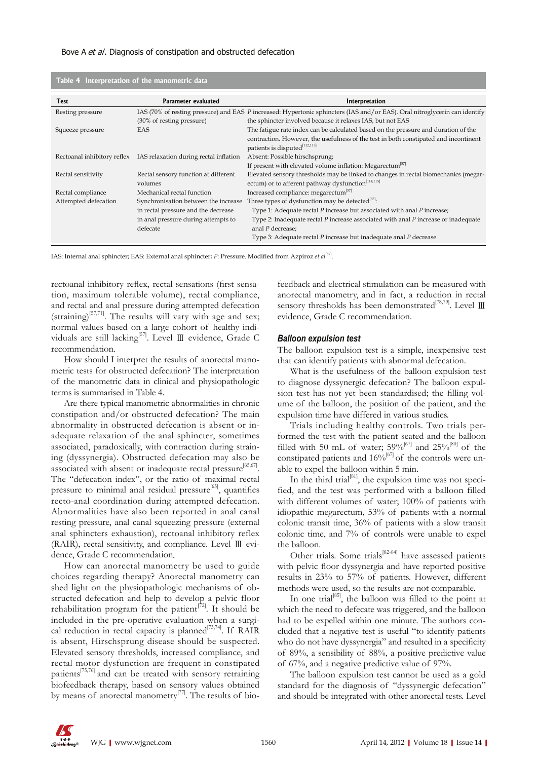**Table 4 Interpretation of the manometric data**

| Test | Parameter evaluated | Interpretation |
|---|---|---|
| Resting pressure | IAS (70% of resting pressure) and EAS (30% of resting pressure) | *P* increased: Hypertonic sphincters (IAS and/or EAS). Oral nitroglycerin can identify the sphincter involved because it relaxes IAS, but not EAS |
| Squeeze pressure | EAS | The fatigue rate index can be calculated based on the pressure and duration of the contraction. However, the usefulness of the test in both constipated and incontinent patients is disputed[112,113] |
| Rectoanal inhibitory reflex | IAS relaxation during rectal inflation | Absent: Possible hirschsprung; If present with elevated volume inflation: Megarectum[57] |
| Rectal sensitivity | Rectal sensory function at different volumes | Elevated sensory thresholds may be linked to changes in rectal biomechanics (megarectum) or to afferent pathway dysfunction[114,115] |
| Rectal compliance | Mechanical rectal function | Increased compliance: megarectum[57] |
| Attempted defecation | Synchronisation between the increase in rectal pressure and the decrease in anal pressure during attempts to defecate | Three types of dysfunction may be detected[65]: Type 1: Adequate rectal *P* increase but associated with anal *P* increase; Type 2: Inadequate rectal *P* increase associated with anal *P* increase or inadequate anal *P* decrease; Type 3: Adequate rectal *P* increase but inadequate anal *P* decrease |

IAS: Internal anal sphincter; EAS: External anal sphincter; *P*: Pressure. Modified from Azpiroz *et al*[57].

rectoanal inhibitory reflex, rectal sensations (first sensation, maximum tolerable volume), rectal compliance, and rectal and anal pressure during attempted defecation (straining)[57,71]. The results will vary with age and sex; normal values based on a large cohort of healthy individuals are still lacking[57]. Level Ⅲ evidence, Grade C recommendation.

How should I interpret the results of anorectal manometric tests for obstructed defecation? The interpretation of the manometric data in clinical and physiopathologic terms is summarised in Table 4.

Are there typical manometric abnormalities in chronic constipation and/or obstructed defecation? The main abnormality in obstructed defecation is absent or inadequate relaxation of the anal sphincter, sometimes associated, paradoxically, with contraction during straining (dyssynergia). Obstructed defecation may also be associated with absent or inadequate rectal pressure[65,67]. The "defecation index", or the ratio of maximal rectal pressure to minimal anal residual pressure[65], quantifies recto-anal coordination during attempted defecation. Abnormalities have also been reported in anal canal resting pressure, anal canal squeezing pressure (external anal sphincters exhaustion), rectoanal inhibitory reflex (RAIR), rectal sensitivity, and compliance. Level Ⅲ evidence, Grade C recommendation.

How can anorectal manometry be used to guide choices regarding therapy? Anorectal manometry can shed light on the physiopathologic mechanisms of obstructed defecation and help to develop a pelvic floor rehabilitation program for the patient[72]. It should be included in the pre-operative evaluation when a surgical reduction in rectal capacity is planned[73,74]. If RAIR is absent, Hirschsprung disease should be suspected. Elevated sensory thresholds, increased compliance, and rectal motor dysfunction are frequent in constipated patients[75,76] and can be treated with sensory retraining biofeedback therapy, based on sensory values obtained by means of anorectal manometry[77]. The results of biofeedback and electrical stimulation can be measured with anorectal manometry, and in fact, a reduction in rectal sensory thresholds has been demonstrated[78,79]. Level Ⅲ evidence, Grade C recommendation.

### *Balloon expulsion test*

The balloon expulsion test is a simple, inexpensive test that can identify patients with abnormal defecation.

What is the usefulness of the balloon expulsion test to diagnose dyssynergic defecation? The balloon expulsion test has not yet been standardised; the filling volume of the balloon, the position of the patient, and the expulsion time have differed in various studies.

Trials including healthy controls. Two trials performed the test with the patient seated and the balloon filled with 50 mL of water; 59%[67] and 25%[80] of the constipated patients and 16%[67] of the controls were unable to expel the balloon within 5 min.

In the third trial[81], the expulsion time was not specified, and the test was performed with a balloon filled with different volumes of water; 100% of patients with idiopathic megarectum, 53% of patients with a normal colonic transit time, 36% of patients with a slow transit colonic time, and 7% of controls were unable to expel the balloon.

Other trials. Some trials[82-84] have assessed patients with pelvic floor dyssynergia and have reported positive results in 23% to 57% of patients. However, different methods were used, so the results are not comparable.

In one trial[85], the balloon was filled to the point at which the need to defecate was triggered, and the balloon had to be expelled within one minute. The authors concluded that a negative test is useful "to identify patients who do not have dyssynergia" and resulted in a specificity of 89%, a sensibility of 88%, a positive predictive value of 67%, and a negative predictive value of 97%.

The balloon expulsion test cannot be used as a gold standard for the diagnosis of "dyssynergic defecation" and should be integrated with other anorectal tests. Level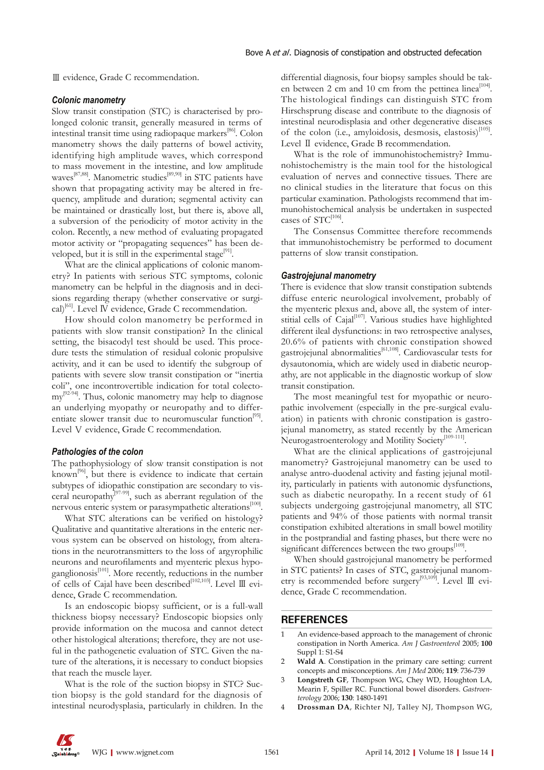Ⅲ evidence, Grade C recommendation.

### *Colonic manometry*

Slow transit constipation (STC) is characterised by prolonged colonic transit, generally measured in terms of intestinal transit time using radiopaque markers[86]. Colon manometry shows the daily patterns of bowel activity, identifying high amplitude waves, which correspond to mass movement in the intestine, and low amplitude waves[87,88]. Manometric studies[89,90] in STC patients have shown that propagating activity may be altered in frequency, amplitude and duration; segmental activity can be maintained or drastically lost, but there is, above all, a subversion of the periodicity of motor activity in the colon. Recently, a new method of evaluating propagated motor activity or "propagating sequences" has been developed, but it is still in the experimental stage[91].

What are the clinical applications of colonic manometry? In patients with serious STC symptoms, colonic manometry can be helpful in the diagnosis and in decisions regarding therapy (whether conservative or surgical)[61]. Level Ⅳ evidence, Grade C recommendation.

How should colon manometry be performed in patients with slow transit constipation? In the clinical setting, the bisacodyl test should be used. This procedure tests the stimulation of residual colonic propulsive activity, and it can be used to identify the subgroup of patients with severe slow transit constipation or "inertia coli", one incontrovertible indication for total colectomy[92-94]. Thus, colonic manometry may help to diagnose an underlying myopathy or neuropathy and to differentiate slower transit due to neuromuscular function[95]. Level Ⅴ evidence, Grade C recommendation.

### *Pathologies of the colon*

The pathophysiology of slow transit constipation is not known[96], but there is evidence to indicate that certain subtypes of idiopathic constipation are secondary to visceral neuropathy[97-99], such as aberrant regulation of the nervous enteric system or parasympathetic alterations[100].

What STC alterations can be verified on histology? Qualitative and quantitative alterations in the enteric nervous system can be observed on histology, from alterations in the neurotransmitters to the loss of argyrophilic neurons and neurofilaments and myenteric plexus hypoganglionosis[101]. More recently, reductions in the number of cells of Cajal have been described[102,103]. Level Ⅲ evidence, Grade C recommendation.

Is an endoscopic biopsy sufficient, or is a full-wall thickness biopsy necessary? Endoscopic biopsies only provide information on the mucosa and cannot detect other histological alterations; therefore, they are not useful in the pathogenetic evaluation of STC. Given the nature of the alterations, it is necessary to conduct biopsies that reach the muscle layer.

What is the role of the suction biopsy in STC? Suction biopsy is the gold standard for the diagnosis of intestinal neurodysplasia, particularly in children. In the differential diagnosis, four biopsy samples should be taken between 2 cm and 10 cm from the pettinea linea[104]. The histological findings can distinguish STC from Hirschsprung disease and contribute to the diagnosis of intestinal neurodisplasia and other degenerative diseases of the colon (i.e., amyloidosis, desmosis, elastosis)[105]. Level Ⅱ evidence, Grade B recommendation.

What is the role of immunohistochemistry? Immunohistochemistry is the main tool for the histological evaluation of nerves and connective tissues. There are no clinical studies in the literature that focus on this particular examination. Pathologists recommend that immunohistochemical analysis be undertaken in suspected cases of STC[106].

The Consensus Committee therefore recommends that immunohistochemistry be performed to document patterns of slow transit constipation.

### *Gastrojejunal manometry*

There is evidence that slow transit constipation subtends diffuse enteric neurological involvement, probably of the myenteric plexus and, above all, the system of interstitial cells of Cajal[107]. Various studies have highlighted different ileal dysfunctions: in two retrospective analyses, 20.6% of patients with chronic constipation showed gastrojejunal abnormalities[61,108]. Cardiovascular tests for dysautonomia, which are widely used in diabetic neuropathy, are not applicable in the diagnostic workup of slow transit constipation.

The most meaningful test for myopathic or neuropathic involvement (especially in the pre-surgical evaluation) in patients with chronic constipation is gastrojejunal manometry, as stated recently by the American Neurogastroenterology and Motility Society[109-111].

What are the clinical applications of gastrojejunal manometry? Gastrojejunal manometry can be used to analyse antro-duodenal activity and fasting jejunal motility, particularly in patients with autonomic dysfunctions, such as diabetic neuropathy. In a recent study of 61 subjects undergoing gastrojejunal manometry, all STC patients and 94% of those patients with normal transit constipation exhibited alterations in small bowel motility in the postprandial and fasting phases, but there were no significant differences between the two groups[109].

When should gastrojejunal manometry be performed in STC patients? In cases of STC, gastrojejunal manometry is recommended before surgery[93,109]. Level Ⅲ evidence, Grade C recommendation.

## REFERENCES

1. An evidence-based approach to the management of chronic constipation in North America. *Am J Gastroenterol* 2005; **100** Suppl 1: S1-S4
2. **Wald A**. Constipation in the primary care setting: current concepts and misconceptions. *Am J Med* 2006; **119**: 736-739
3. **Longstreth GF**, Thompson WG, Chey WD, Houghton LA, Mearin F, Spiller RC. Functional bowel disorders. *Gastroenterology* 2006; **130**: 1480-1491
4. **Drossman DA**, Richter NJ, Talley NJ, Thompson WG,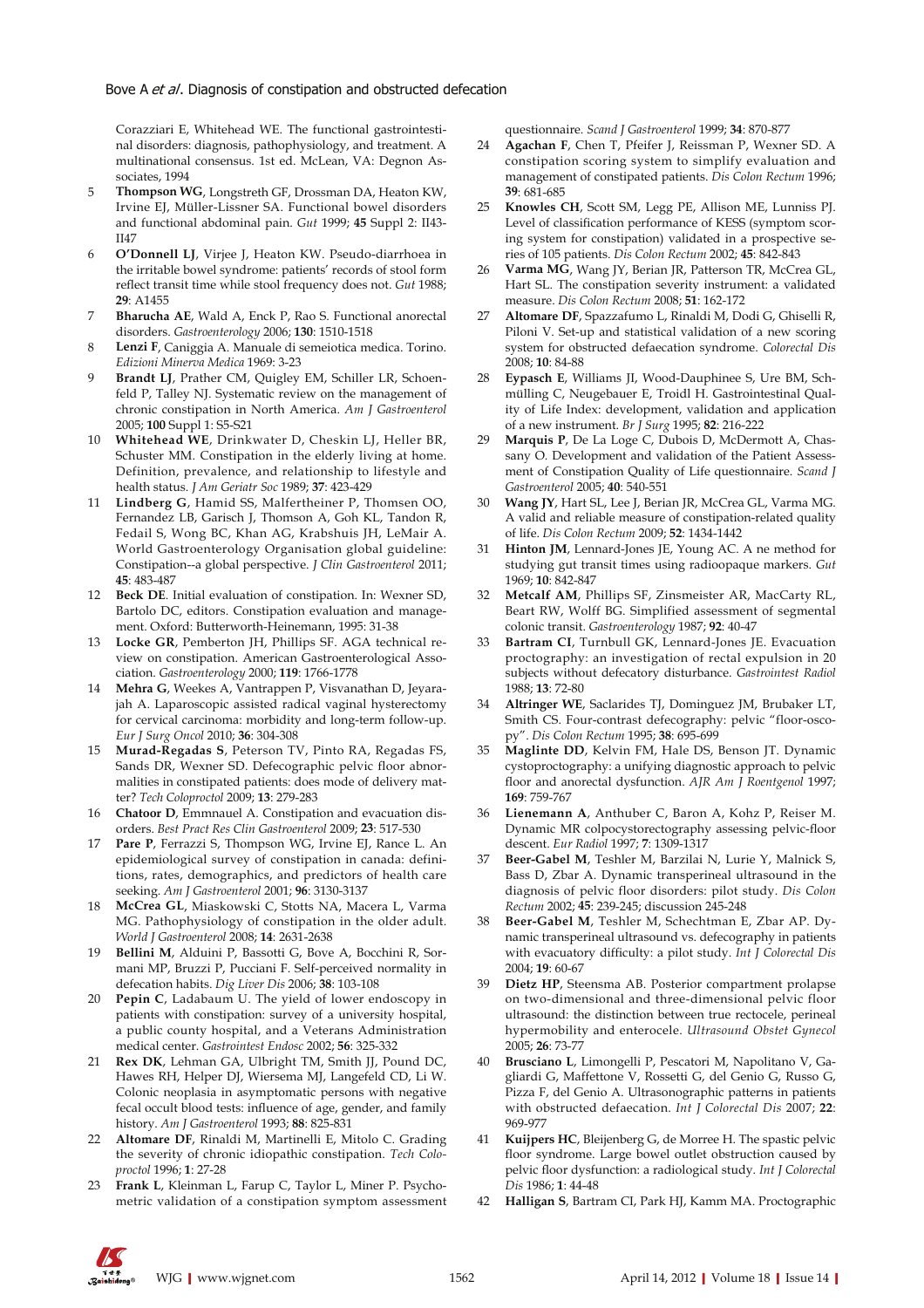Corazziari E, Whitehead WE. The functional gastrointestinal disorders: diagnosis, pathophysiology, and treatment. A multinational consensus. 1st ed. McLean, VA: Degnon Associates, 1994

5 **Thompson WG**, Longstreth GF, Drossman DA, Heaton KW, Irvine EJ, Müller-Lissner SA. Functional bowel disorders and functional abdominal pain. *Gut* 1999; **45** Suppl 2: II43-II47

6 **O'Donnell LJ**, Virjee J, Heaton KW. Pseudo-diarrhoea in the irritable bowel syndrome: patients' records of stool form reflect transit time while stool frequency does not. *Gut* 1988; **29**: A1455

7 **Bharucha AE**, Wald A, Enck P, Rao S. Functional anorectal disorders. *Gastroenterology* 2006; **130**: 1510-1518

8 **Lenzi F**, Caniggia A. Manuale di semeiotica medica. Torino. *Edizioni Minerva Medica* 1969: 3-23

9 **Brandt LJ**, Prather CM, Quigley EM, Schiller LR, Schoenfeld P, Talley NJ. Systematic review on the management of chronic constipation in North America. *Am J Gastroenterol* 2005; **100** Suppl 1: S5-S21

10 **Whitehead WE**, Drinkwater D, Cheskin LJ, Heller BR, Schuster MM. Constipation in the elderly living at home. Definition, prevalence, and relationship to lifestyle and health status. *J Am Geriatr Soc* 1989; **37**: 423-429

11 **Lindberg G**, Hamid SS, Malfertheiner P, Thomsen OO, Fernandez LB, Garisch J, Thomson A, Goh KL, Tandon R, Fedail S, Wong BC, Khan AG, Krabshuis JH, LeMair A. World Gastroenterology Organisation global guideline: Constipation--a global perspective. *J Clin Gastroenterol* 2011; **45**: 483-487

12 **Beck DE**. Initial evaluation of constipation. In: Wexner SD, Bartolo DC, editors. Constipation evaluation and management. Oxford: Butterworth-Heinemann, 1995: 31-38

13 **Locke GR**, Pemberton JH, Phillips SF. AGA technical review on constipation. American Gastroenterological Association. *Gastroenterology* 2000; **119**: 1766-1778

14 **Mehra G**, Weekes A, Vantrappen P, Visvanathan D, Jeyarajah A. Laparoscopic assisted radical vaginal hysterectomy for cervical carcinoma: morbidity and long-term follow-up. *Eur J Surg Oncol* 2010; **36**: 304-308

15 **Murad-Regadas S**, Peterson TV, Pinto RA, Regadas FS, Sands DR, Wexner SD. Defecographic pelvic floor abnormalities in constipated patients: does mode of delivery matter? *Tech Coloproctol* 2009; **13**: 279-283

16 **Chatoor D**, Emmnauel A. Constipation and evacuation disorders. *Best Pract Res Clin Gastroenterol* 2009; **23**: 517-530

17 **Pare P**, Ferrazzi S, Thompson WG, Irvine EJ, Rance L. An epidemiological survey of constipation in canada: definitions, rates, demographics, and predictors of health care seeking. *Am J Gastroenterol* 2001; **96**: 3130-3137

18 **McCrea GL**, Miaskowski C, Stotts NA, Macera L, Varma MG. Pathophysiology of constipation in the older adult. *World J Gastroenterol* 2008; **14**: 2631-2638

19 **Bellini M**, Alduini P, Bassotti G, Bove A, Bocchini R, Sormani MP, Bruzzi P, Pucciani F. Self-perceived normality in defecation habits. *Dig Liver Dis* 2006; **38**: 103-108

20 **Pepin C**, Ladabaum U. The yield of lower endoscopy in patients with constipation: survey of a university hospital, a public county hospital, and a Veterans Administration medical center. *Gastrointest Endosc* 2002; **56**: 325-332

21 **Rex DK**, Lehman GA, Ulbright TM, Smith JJ, Pound DC, Hawes RH, Helper DJ, Wiersema MJ, Langefeld CD, Li W. Colonic neoplasia in asymptomatic persons with negative fecal occult blood tests: influence of age, gender, and family history. *Am J Gastroenterol* 1993; **88**: 825-831

22 **Altomare DF**, Rinaldi M, Martinelli E, Mitolo C. Grading the severity of chronic idiopathic constipation. *Tech Coloproctol* 1996; **1**: 27-28

23 **Frank L**, Kleinman L, Farup C, Taylor L, Miner P. Psychometric validation of a constipation symptom assessment questionnaire. *Scand J Gastroenterol* 1999; **34**: 870-877

24 **Agachan F**, Chen T, Pfeifer J, Reissman P, Wexner SD. A constipation scoring system to simplify evaluation and management of constipated patients. *Dis Colon Rectum* 1996; **39**: 681-685

25 **Knowles CH**, Scott SM, Legg PE, Allison ME, Lunniss PJ. Level of classification performance of KESS (symptom scoring system for constipation) validated in a prospective series of 105 patients. *Dis Colon Rectum* 2002; **45**: 842-843

26 **Varma MG**, Wang JY, Berian JR, Patterson TR, McCrea GL, Hart SL. The constipation severity instrument: a validated measure. *Dis Colon Rectum* 2008; **51**: 162-172

27 **Altomare DF**, Spazzafumo L, Rinaldi M, Dodi G, Ghiselli R, Piloni V. Set-up and statistical validation of a new scoring system for obstructed defaecation syndrome. *Colorectal Dis* 2008; **10**: 84-88

28 **Eypasch E**, Williams JI, Wood-Dauphinee S, Ure BM, Schmülling C, Neugebauer E, Troidl H. Gastrointestinal Quality of Life Index: development, validation and application of a new instrument. *Br J Surg* 1995; **82**: 216-222

29 **Marquis P**, De La Loge C, Dubois D, McDermott A, Chassany O. Development and validation of the Patient Assessment of Constipation Quality of Life questionnaire. *Scand J Gastroenterol* 2005; **40**: 540-551

30 **Wang JY**, Hart SL, Lee J, Berian JR, McCrea GL, Varma MG. A valid and reliable measure of constipation-related quality of life. *Dis Colon Rectum* 2009; **52**: 1434-1442

31 **Hinton JM**, Lennard-Jones JE, Young AC. A ne method for studying gut transit times using radioopaque markers. *Gut* 1969; **10**: 842-847

32 **Metcalf AM**, Phillips SF, Zinsmeister AR, MacCarty RL, Beart RW, Wolff BG. Simplified assessment of segmental colonic transit. *Gastroenterology* 1987; **92**: 40-47

33 **Bartram CI**, Turnbull GK, Lennard-Jones JE. Evacuation proctography: an investigation of rectal expulsion in 20 subjects without defecatory disturbance. *Gastrointest Radiol* 1988; **13**: 72-80

34 **Altringer WE**, Saclarides TJ, Dominguez JM, Brubaker LT, Smith CS. Four-contrast defecography: pelvic "floor-oscopy". *Dis Colon Rectum* 1995; **38**: 695-699

35 **Maglinte DD**, Kelvin FM, Hale DS, Benson JT. Dynamic cystoproctography: a unifying diagnostic approach to pelvic floor and anorectal dysfunction. *AJR Am J Roentgenol* 1997; **169**: 759-767

36 **Lienemann A**, Anthuber C, Baron A, Kohz P, Reiser M. Dynamic MR colpocystorectography assessing pelvic-floor descent. *Eur Radiol* 1997; **7**: 1309-1317

37 **Beer-Gabel M**, Teshler M, Barzilai N, Lurie Y, Malnick S, Bass D, Zbar A. Dynamic transperineal ultrasound in the diagnosis of pelvic floor disorders: pilot study. *Dis Colon Rectum* 2002; **45**: 239-245; discussion 245-248

38 **Beer-Gabel M**, Teshler M, Schechtman E, Zbar AP. Dynamic transperineal ultrasound vs. defecography in patients with evacuatory difficulty: a pilot study. *Int J Colorectal Dis* 2004; **19**: 60-67

39 **Dietz HP**, Steensma AB. Posterior compartment prolapse on two-dimensional and three-dimensional pelvic floor ultrasound: the distinction between true rectocele, perineal hypermobility and enterocele. *Ultrasound Obstet Gynecol* 2005; **26**: 73-77

40 **Brusciano L**, Limongelli P, Pescatori M, Napolitano V, Gagliardi G, Maffettone V, Rossetti G, del Genio G, Russo G, Pizza F, del Genio A. Ultrasonographic patterns in patients with obstructed defaecation. *Int J Colorectal Dis* 2007; **22**: 969-977

41 **Kuijpers HC**, Bleijenberg G, de Morree H. The spastic pelvic floor syndrome. Large bowel outlet obstruction caused by pelvic floor dysfunction: a radiological study. *Int J Colorectal Dis* 1986; **1**: 44-48

42 **Halligan S**, Bartram CI, Park HJ, Kamm MA. Proctographic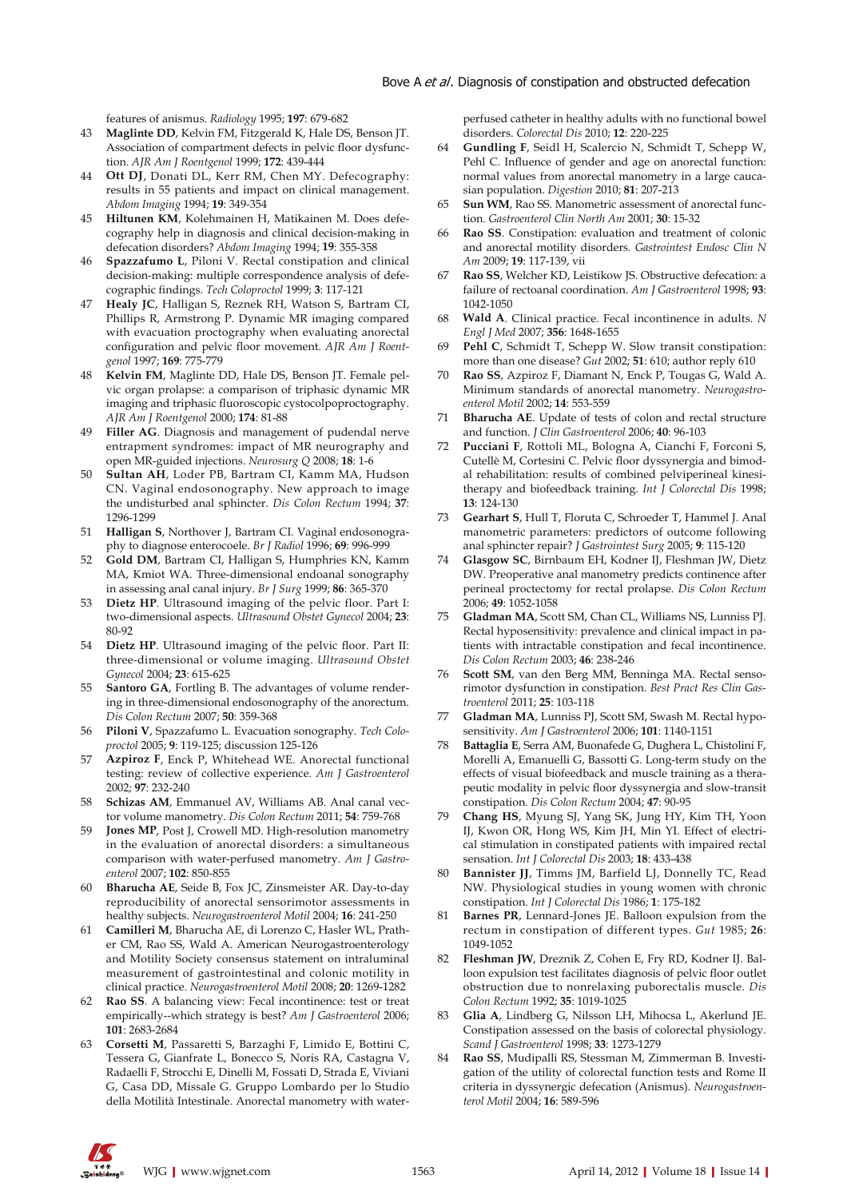features of anismus. *Radiology* 1995; **197**: 679-682

43 **Maglinte DD**, Kelvin FM, Fitzgerald K, Hale DS, Benson JT. Association of compartment defects in pelvic floor dysfunction. *AJR Am J Roentgenol* 1999; **172**: 439-444

44 **Ott DJ**, Donati DL, Kerr RM, Chen MY. Defecography: results in 55 patients and impact on clinical management. *Abdom Imaging* 1994; **19**: 349-354

45 **Hiltunen KM**, Kolehmainen H, Matikainen M. Does defecography help in diagnosis and clinical decision-making in defecation disorders? *Abdom Imaging* 1994; **19**: 355-358

46 **Spazzafumo L**, Piloni V. Rectal constipation and clinical decision-making: multiple correspondence analysis of defecographic findings. *Tech Coloproctol* 1999; **3**: 117-121

47 **Healy JC**, Halligan S, Reznek RH, Watson S, Bartram CI, Phillips R, Armstrong P. Dynamic MR imaging compared with evacuation proctography when evaluating anorectal configuration and pelvic floor movement. *AJR Am J Roentgenol* 1997; **169**: 775-779

48 **Kelvin FM**, Maglinte DD, Hale DS, Benson JT. Female pelvic organ prolapse: a comparison of triphasic dynamic MR imaging and triphasic fluoroscopic cystocolpoproctography. *AJR Am J Roentgenol* 2000; **174**: 81-88

49 **Filler AG**. Diagnosis and management of pudendal nerve entrapment syndromes: impact of MR neurography and open MR-guided injections. *Neurosurg Q* 2008; **18**: 1-6

50 **Sultan AH**, Loder PB, Bartram CI, Kamm MA, Hudson CN. Vaginal endosonography. New approach to image the undisturbed anal sphincter. *Dis Colon Rectum* 1994; **37**: 1296-1299

51 **Halligan S**, Northover J, Bartram CI. Vaginal endosonography to diagnose enterocoele. *Br J Radiol* 1996; **69**: 996-999

52 **Gold DM**, Bartram CI, Halligan S, Humphries KN, Kamm MA, Kmiot WA. Three-dimensional endoanal sonography in assessing anal canal injury. *Br J Surg* 1999; **86**: 365-370

53 **Dietz HP**. Ultrasound imaging of the pelvic floor. Part I: two-dimensional aspects. *Ultrasound Obstet Gynecol* 2004; **23**: 80-92

54 **Dietz HP**. Ultrasound imaging of the pelvic floor. Part II: three-dimensional or volume imaging. *Ultrasound Obstet Gynecol* 2004; **23**: 615-625

55 **Santoro GA**, Fortling B. The advantages of volume rendering in three-dimensional endosonography of the anorectum. *Dis Colon Rectum* 2007; **50**: 359-368

56 **Piloni V**, Spazzafumo L. Evacuation sonography. *Tech Coloproctol* 2005; **9**: 119-125; discussion 125-126

57 **Azpiroz F**, Enck P, Whitehead WE. Anorectal functional testing: review of collective experience. *Am J Gastroenterol* 2002; **97**: 232-240

58 **Schizas AM**, Emmanuel AV, Williams AB. Anal canal vector volume manometry. *Dis Colon Rectum* 2011; **54**: 759-768

59 **Jones MP**, Post J, Crowell MD. High-resolution manometry in the evaluation of anorectal disorders: a simultaneous comparison with water-perfused manometry. *Am J Gastroenterol* 2007; **102**: 850-855

60 **Bharucha AE**, Seide B, Fox JC, Zinsmeister AR. Day-to-day reproducibility of anorectal sensorimotor assessments in healthy subjects. *Neurogastroenterol Motil* 2004; **16**: 241-250

61 **Camilleri M**, Bharucha AE, di Lorenzo C, Hasler WL, Prather CM, Rao SS, Wald A. American Neurogastroenterology and Motility Society consensus statement on intraluminal measurement of gastrointestinal and colonic motility in clinical practice. *Neurogastroenterol Motil* 2008; **20**: 1269-1282

62 **Rao SS**. A balancing view: Fecal incontinence: test or treat empirically--which strategy is best? *Am J Gastroenterol* 2006; **101**: 2683-2684

63 **Corsetti M**, Passaretti S, Barzaghi F, Limido E, Bottini C, Tessera G, Gianfrate L, Bonecco S, Noris RA, Castagna V, Radaelli F, Strocchi E, Dinelli M, Fossati D, Strada E, Viviani G, Casa DD, Missale G. Gruppo Lombardo per lo Studio della Motilità Intestinale. Anorectal manometry with water-perfused catheter in healthy adults with no functional bowel disorders. *Colorectal Dis* 2010; **12**: 220-225

64 **Gundling F**, Seidl H, Scalercio N, Schmidt T, Schepp W, Pehl C. Influence of gender and age on anorectal function: normal values from anorectal manometry in a large caucasian population. *Digestion* 2010; **81**: 207-213

65 **Sun WM**, Rao SS. Manometric assessment of anorectal function. *Gastroenterol Clin North Am* 2001; **30**: 15-32

66 **Rao SS**. Constipation: evaluation and treatment of colonic and anorectal motility disorders. *Gastrointest Endosc Clin N Am* 2009; **19**: 117-139, vii

67 **Rao SS**, Welcher KD, Leistikow JS. Obstructive defecation: a failure of rectoanal coordination. *Am J Gastroenterol* 1998; **93**: 1042-1050

68 **Wald A**. Clinical practice. Fecal incontinence in adults. *N Engl J Med* 2007; **356**: 1648-1655

69 **Pehl C**, Schmidt T, Schepp W. Slow transit constipation: more than one disease? *Gut* 2002; **51**: 610; author reply 610

70 **Rao SS**, Azpiroz F, Diamant N, Enck P, Tougas G, Wald A. Minimum standards of anorectal manometry. *Neurogastroenterol Motil* 2002; **14**: 553-559

71 **Bharucha AE**. Update of tests of colon and rectal structure and function. *J Clin Gastroenterol* 2006; **40**: 96-103

72 **Pucciani F**, Rottoli ML, Bologna A, Cianchi F, Forconi S, Cutellè M, Cortesini C. Pelvic floor dyssynergia and bimodal rehabilitation: results of combined pelviperineal kinesitherapy and biofeedback training. *Int J Colorectal Dis* 1998; **13**: 124-130

73 **Gearhart S**, Hull T, Floruta C, Schroeder T, Hammel J. Anal manometric parameters: predictors of outcome following anal sphincter repair? *J Gastrointest Surg* 2005; **9**: 115-120

74 **Glasgow SC**, Birnbaum EH, Kodner IJ, Fleshman JW, Dietz DW. Preoperative anal manometry predicts continence after perineal proctectomy for rectal prolapse. *Dis Colon Rectum* 2006; **49**: 1052-1058

75 **Gladman MA**, Scott SM, Chan CL, Williams NS, Lunniss PJ. Rectal hyposensitivity: prevalence and clinical impact in patients with intractable constipation and fecal incontinence. *Dis Colon Rectum* 2003; **46**: 238-246

76 **Scott SM**, van den Berg MM, Benninga MA. Rectal sensorimotor dysfunction in constipation. *Best Pract Res Clin Gastroenterol* 2011; **25**: 103-118

77 **Gladman MA**, Lunniss PJ, Scott SM, Swash M. Rectal hyposensitivity. *Am J Gastroenterol* 2006; **101**: 1140-1151

78 **Battaglia E**, Serra AM, Buonafede G, Dughera L, Chistolini F, Morelli A, Emanuelli G, Bassotti G. Long-term study on the effects of visual biofeedback and muscle training as a therapeutic modality in pelvic floor dyssynergia and slow-transit constipation. *Dis Colon Rectum* 2004; **47**: 90-95

79 **Chang HS**, Myung SJ, Yang SK, Jung HY, Kim TH, Yoon IJ, Kwon OR, Hong WS, Kim JH, Min YI. Effect of electrical stimulation in constipated patients with impaired rectal sensation. *Int J Colorectal Dis* 2003; **18**: 433-438

80 **Bannister JJ**, Timms JM, Barfield LJ, Donnelly TC, Read NW. Physiological studies in young women with chronic constipation. *Int J Colorectal Dis* 1986; **1**: 175-182

81 **Barnes PR**, Lennard-Jones JE. Balloon expulsion from the rectum in constipation of different types. *Gut* 1985; **26**: 1049-1052

82 **Fleshman JW**, Dreznik Z, Cohen E, Fry RD, Kodner IJ. Balloon expulsion test facilitates diagnosis of pelvic floor outlet obstruction due to nonrelaxing puborectalis muscle. *Dis Colon Rectum* 1992; **35**: 1019-1025

83 **Glia A**, Lindberg G, Nilsson LH, Mihocsa L, Akerlund JE. Constipation assessed on the basis of colorectal physiology. *Scand J Gastroenterol* 1998; **33**: 1273-1279

84 **Rao SS**, Mudipalli RS, Stessman M, Zimmerman B. Investigation of the utility of colorectal function tests and Rome II criteria in dyssynergic defecation (Anismus). *Neurogastroenterol Motil* 2004; **16**: 589-596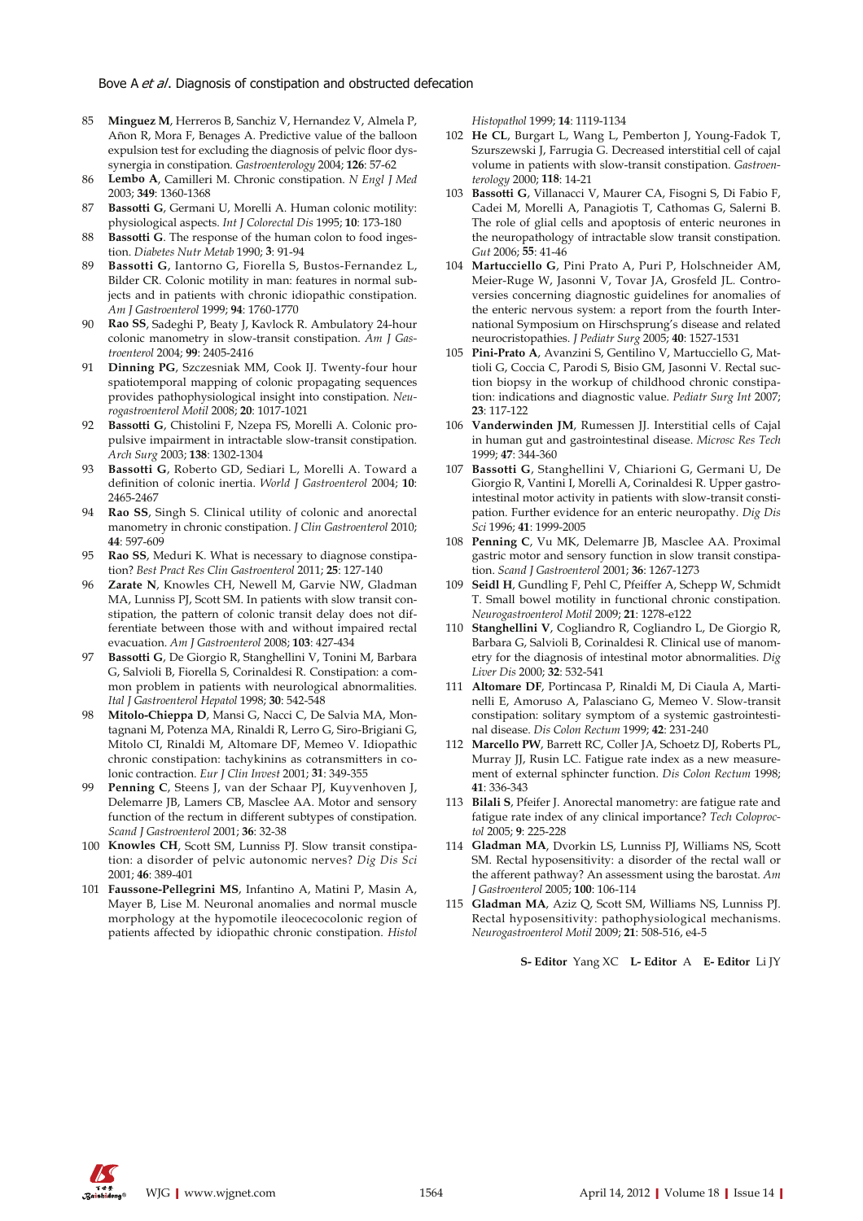85 **Minguez M**, Herreros B, Sanchiz V, Hernandez V, Almela P, Añon R, Mora F, Benages A. Predictive value of the balloon expulsion test for excluding the diagnosis of pelvic floor dyssynergia in constipation. *Gastroenterology* 2004; **126**: 57-62

86 **Lembo A**, Camilleri M. Chronic constipation. *N Engl J Med* 2003; **349**: 1360-1368

87 **Bassotti G**, Germani U, Morelli A. Human colonic motility: physiological aspects. *Int J Colorectal Dis* 1995; **10**: 173-180

88 **Bassotti G**. The response of the human colon to food ingestion. *Diabetes Nutr Metab* 1990; **3**: 91-94

89 **Bassotti G**, Iantorno G, Fiorella S, Bustos-Fernandez L, Bilder CR. Colonic motility in man: features in normal subjects and in patients with chronic idiopathic constipation. *Am J Gastroenterol* 1999; **94**: 1760-1770

90 **Rao SS**, Sadeghi P, Beaty J, Kavlock R. Ambulatory 24-hour colonic manometry in slow-transit constipation. *Am J Gastroenterol* 2004; **99**: 2405-2416

91 **Dinning PG**, Szczesniak MM, Cook IJ. Twenty-four hour spatiotemporal mapping of colonic propagating sequences provides pathophysiological insight into constipation. *Neurogastroenterol Motil* 2008; **20**: 1017-1021

92 **Bassotti G**, Chistolini F, Nzepa FS, Morelli A. Colonic propulsive impairment in intractable slow-transit constipation. *Arch Surg* 2003; **138**: 1302-1304

93 **Bassotti G**, Roberto GD, Sediari L, Morelli A. Toward a definition of colonic inertia. *World J Gastroenterol* 2004; **10**: 2465-2467

94 **Rao SS**, Singh S. Clinical utility of colonic and anorectal manometry in chronic constipation. *J Clin Gastroenterol* 2010; **44**: 597-609

95 **Rao SS**, Meduri K. What is necessary to diagnose constipation? *Best Pract Res Clin Gastroenterol* 2011; **25**: 127-140

96 **Zarate N**, Knowles CH, Newell M, Garvie NW, Gladman MA, Lunniss PJ, Scott SM. In patients with slow transit constipation, the pattern of colonic transit delay does not differentiate between those with and without impaired rectal evacuation. *Am J Gastroenterol* 2008; **103**: 427-434

97 **Bassotti G**, De Giorgio R, Stanghellini V, Tonini M, Barbara G, Salvioli B, Fiorella S, Corinaldesi R. Constipation: a common problem in patients with neurological abnormalities. *Ital J Gastroenterol Hepatol* 1998; **30**: 542-548

98 **Mitolo-Chieppa D**, Mansi G, Nacci C, De Salvia MA, Montagnani M, Potenza MA, Rinaldi R, Lerro G, Siro-Brigiani G, Mitolo CI, Rinaldi M, Altomare DF, Memeo V. Idiopathic chronic constipation: tachykinins as cotransmitters in colonic contraction. *Eur J Clin Invest* 2001; **31**: 349-355

99 **Penning C**, Steens J, van der Schaar PJ, Kuyvenhoven J, Delemarre JB, Lamers CB, Masclee AA. Motor and sensory function of the rectum in different subtypes of constipation. *Scand J Gastroenterol* 2001; **36**: 32-38

100 **Knowles CH**, Scott SM, Lunniss PJ. Slow transit constipation: a disorder of pelvic autonomic nerves? *Dig Dis Sci* 2001; **46**: 389-401

101 **Faussone-Pellegrini MS**, Infantino A, Matini P, Masin A, Mayer B, Lise M. Neuronal anomalies and normal muscle morphology at the hypomotile ileocecocolonic region of patients affected by idiopathic chronic constipation. *Histol Histopathol* 1999; **14**: 1119-1134

102 **He CL**, Burgart L, Wang L, Pemberton J, Young-Fadok T, Szurszewski J, Farrugia G. Decreased interstitial cell of cajal volume in patients with slow-transit constipation. *Gastroenterology* 2000; **118**: 14-21

103 **Bassotti G**, Villanacci V, Maurer CA, Fisogni S, Di Fabio F, Cadei M, Morelli A, Panagiotis T, Cathomas G, Salerni B. The role of glial cells and apoptosis of enteric neurones in the neuropathology of intractable slow transit constipation. *Gut* 2006; **55**: 41-46

104 **Martucciello G**, Pini Prato A, Puri P, Holschneider AM, Meier-Ruge W, Jasonni V, Tovar JA, Grosfeld JL. Controversies concerning diagnostic guidelines for anomalies of the enteric nervous system: a report from the fourth International Symposium on Hirschsprung's disease and related neurocristopathies. *J Pediatr Surg* 2005; **40**: 1527-1531

105 **Pini-Prato A**, Avanzini S, Gentilino V, Martucciello G, Mattioli G, Coccia C, Parodi S, Bisio GM, Jasonni V. Rectal suction biopsy in the workup of childhood chronic constipation: indications and diagnostic value. *Pediatr Surg Int* 2007; **23**: 117-122

106 **Vanderwinden JM**, Rumessen JJ. Interstitial cells of Cajal in human gut and gastrointestinal disease. *Microsc Res Tech* 1999; **47**: 344-360

107 **Bassotti G**, Stanghellini V, Chiarioni G, Germani U, De Giorgio R, Vantini I, Morelli A, Corinaldesi R. Upper gastrointestinal motor activity in patients with slow-transit constipation. Further evidence for an enteric neuropathy. *Dig Dis Sci* 1996; **41**: 1999-2005

108 **Penning C**, Vu MK, Delemarre JB, Masclee AA. Proximal gastric motor and sensory function in slow transit constipation. *Scand J Gastroenterol* 2001; **36**: 1267-1273

109 **Seidl H**, Gundling F, Pehl C, Pfeiffer A, Schepp W, Schmidt T. Small bowel motility in functional chronic constipation. *Neurogastroenterol Motil* 2009; **21**: 1278-e122

110 **Stanghellini V**, Cogliandro R, Cogliandro L, De Giorgio R, Barbara G, Salvioli B, Corinaldesi R. Clinical use of manometry for the diagnosis of intestinal motor abnormalities. *Dig Liver Dis* 2000; **32**: 532-541

111 **Altomare DF**, Portincasa P, Rinaldi M, Di Ciaula A, Martinelli E, Amoruso A, Palasciano G, Memeo V. Slow-transit constipation: solitary symptom of a systemic gastrointestinal disease. *Dis Colon Rectum* 1999; **42**: 231-240

112 **Marcello PW**, Barrett RC, Coller JA, Schoetz DJ, Roberts PL, Murray JJ, Rusin LC. Fatigue rate index as a new measurement of external sphincter function. *Dis Colon Rectum* 1998; **41**: 336-343

113 **Bilali S**, Pfeifer J. Anorectal manometry: are fatigue rate and fatigue rate index of any clinical importance? *Tech Coloproctol* 2005; **9**: 225-228

114 **Gladman MA**, Dvorkin LS, Lunniss PJ, Williams NS, Scott SM. Rectal hyposensitivity: a disorder of the rectal wall or the afferent pathway? An assessment using the barostat. *Am J Gastroenterol* 2005; **100**: 106-114

115 **Gladman MA**, Aziz Q, Scott SM, Williams NS, Lunniss PJ. Rectal hyposensitivity: pathophysiological mechanisms. *Neurogastroenterol Motil* 2009; **21**: 508-516, e4-5

**S- Editor** Yang XC **L- Editor** A **E- Editor** Li JY